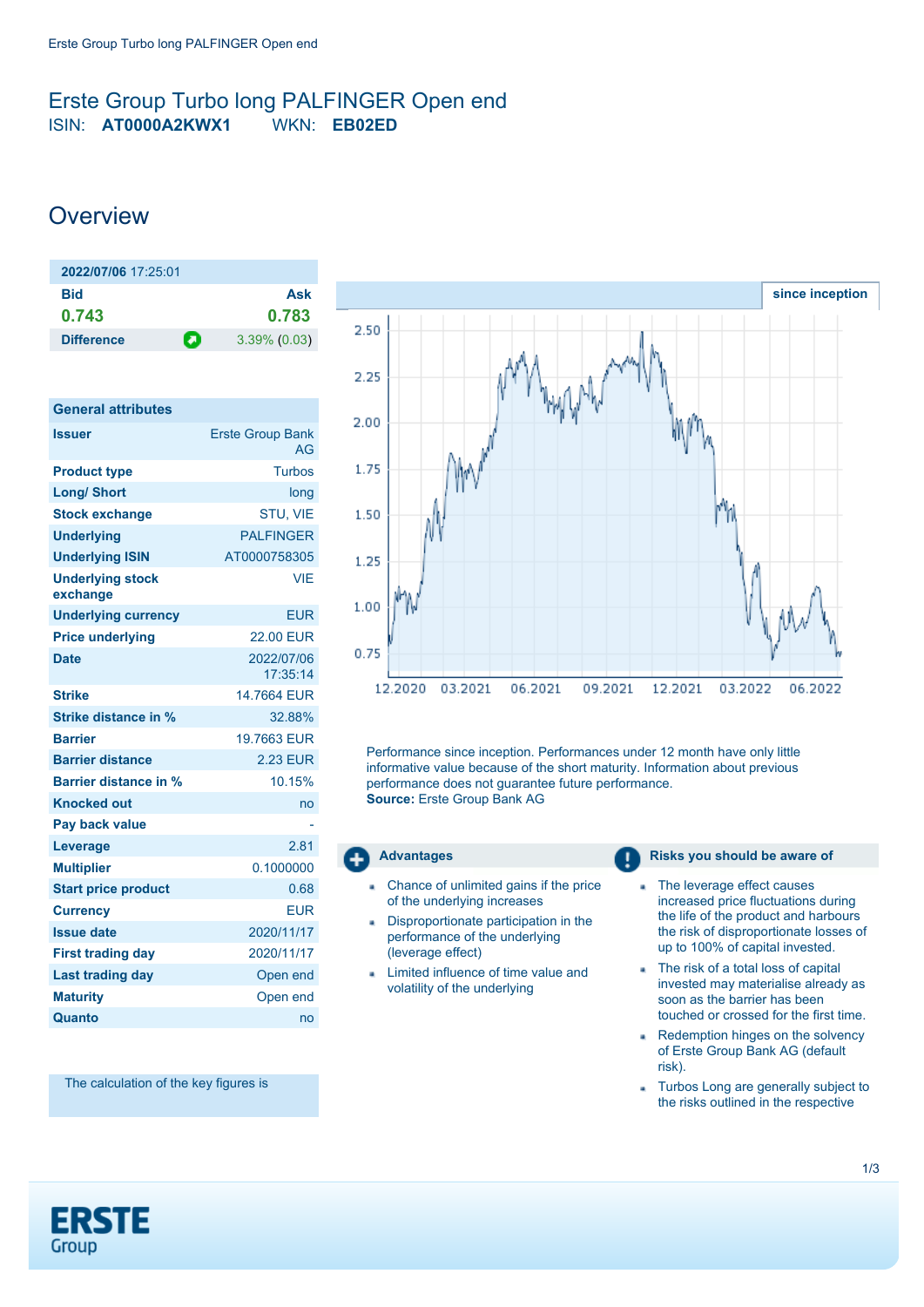# Erste Group Turbo long PALFINGER Open end

ISIN: **AT0000A2KWX1** WKN: **EB02ED**

## Overview

| **2022/07/06** 17:25:01 | |
|---|---|
| **Bid** | **Ask** |
| **0.743** | **0.783** |
| **Difference** | 3.39% (0.03) |

| General attributes | |
|---|---|
| **Issuer** | Erste Group Bank AG |
| **Product type** | Turbos |
| **Long/ Short** | long |
| **Stock exchange** | STU, VIE |
| **Underlying** | PALFINGER |
| **Underlying ISIN** | AT0000758305 |
| **Underlying stock exchange** | VIE |
| **Underlying currency** | EUR |
| **Price underlying** | 22.00 EUR |
| **Date** | 2022/07/06 17:35:14 |
| **Strike** | 14.7664 EUR |
| **Strike distance in %** | 32.88% |
| **Barrier** | 19.7663 EUR |
| **Barrier distance** | 2.23 EUR |
| **Barrier distance in %** | 10.15% |
| **Knocked out** | no |
| **Pay back value** | - |
| **Leverage** | 2.81 |
| **Multiplier** | 0.1000000 |
| **Start price product** | 0.68 |
| **Currency** | EUR |
| **Issue date** | 2020/11/17 |
| **First trading day** | 2020/11/17 |
| **Last trading day** | Open end |
| **Maturity** | Open end |
| **Quanto** | no |

The calculation of the key figures is

since inception

Performance since inception. Performances under 12 month have only little informative value because of the short maturity. Information about previous performance does not guarantee future performance.
**Source:** Erste Group Bank AG

### Advantages

- Chance of unlimited gains if the price of the underlying increases
- Disproportionate participation in the performance of the underlying (leverage effect)
- Limited influence of time value and volatility of the underlying

### Risks you should be aware of

- The leverage effect causes increased price fluctuations during the life of the product and harbours the risk of disproportionate losses of up to 100% of capital invested.
- The risk of a total loss of capital invested may materialise already as soon as the barrier has been touched or crossed for the first time.
- Redemption hinges on the solvency of Erste Group Bank AG (default risk).
- Turbos Long are generally subject to the risks outlined in the respective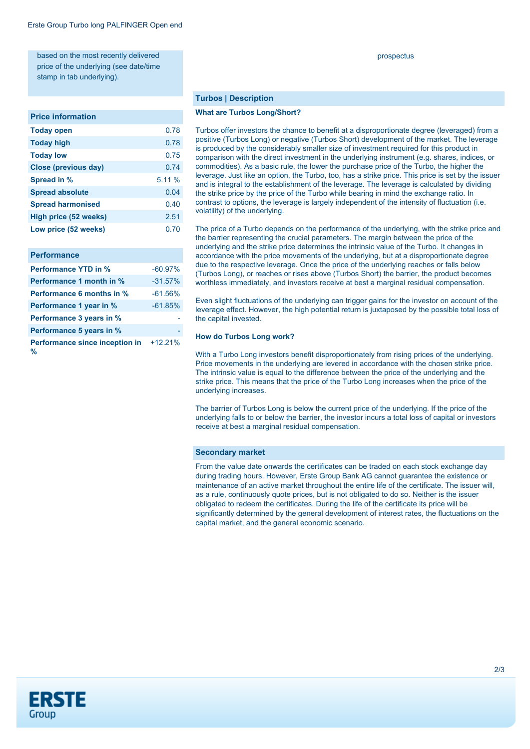based on the most recently delivered price of the underlying (see date/time stamp in tab underlying).

prospectus

## Price information

| Price information | |
|---|---|
| **Today open** | 0.78 |
| **Today high** | 0.78 |
| **Today low** | 0.75 |
| **Close (previous day)** | 0.74 |
| **Spread in %** | 5.11 % |
| **Spread absolute** | 0.04 |
| **Spread harmonised** | 0.40 |
| **High price (52 weeks)** | 2.51 |
| **Low price (52 weeks)** | 0.70 |

## Performance

| Performance | |
|---|---|
| **Performance YTD in %** | -60.97% |
| **Performance 1 month in %** | -31.57% |
| **Performance 6 months in %** | -61.56% |
| **Performance 1 year in %** | -61.85% |
| **Performance 3 years in %** | - |
| **Performance 5 years in %** | - |
| **Performance since inception in %** | +12.21% |

## Turbos | Description

### What are Turbos Long/Short?

Turbos offer investors the chance to benefit at a disproportionate degree (leveraged) from a positive (Turbos Long) or negative (Turbos Short) development of the market. The leverage is produced by the considerably smaller size of investment required for this product in comparison with the direct investment in the underlying instrument (e.g. shares, indices, or commodities). As a basic rule, the lower the purchase price of the Turbo, the higher the leverage. Just like an option, the Turbo, too, has a strike price. This price is set by the issuer and is integral to the establishment of the leverage. The leverage is calculated by dividing the strike price by the price of the Turbo while bearing in mind the exchange ratio. In contrast to options, the leverage is largely independent of the intensity of fluctuation (i.e. volatility) of the underlying.

The price of a Turbo depends on the performance of the underlying, with the strike price and the barrier representing the crucial parameters. The margin between the price of the underlying and the strike price determines the intrinsic value of the Turbo. It changes in accordance with the price movements of the underlying, but at a disproportionate degree due to the respective leverage. Once the price of the underlying reaches or falls below (Turbos Long), or reaches or rises above (Turbos Short) the barrier, the product becomes worthless immediately, and investors receive at best a marginal residual compensation.

Even slight fluctuations of the underlying can trigger gains for the investor on account of the leverage effect. However, the high potential return is juxtaposed by the possible total loss of the capital invested.

### How do Turbos Long work?

With a Turbo Long investors benefit disproportionately from rising prices of the underlying. Price movements in the underlying are levered in accordance with the chosen strike price. The intrinsic value is equal to the difference between the price of the underlying and the strike price. This means that the price of the Turbo Long increases when the price of the underlying increases.

The barrier of Turbos Long is below the current price of the underlying. If the price of the underlying falls to or below the barrier, the investor incurs a total loss of capital or investors receive at best a marginal residual compensation.

## Secondary market

From the value date onwards the certificates can be traded on each stock exchange day during trading hours. However, Erste Group Bank AG cannot guarantee the existence or maintenance of an active market throughout the entire life of the certificate. The issuer will, as a rule, continuously quote prices, but is not obligated to do so. Neither is the issuer obligated to redeem the certificates. During the life of the certificate its price will be significantly determined by the general development of interest rates, the fluctuations on the capital market, and the general economic scenario.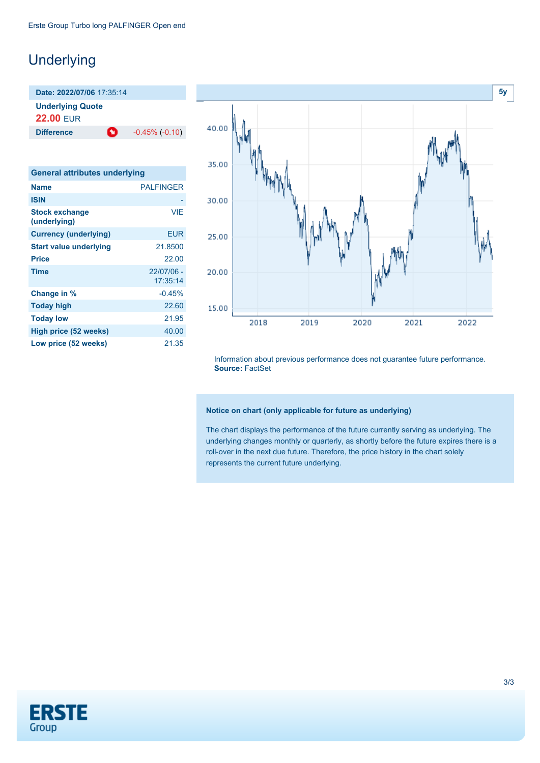# Underlying

**Date: 2022/07/06** 17:35:14

**Underlying Quote**
**22.00** EUR

**Difference** -0.45% (-0.10)

| General attributes underlying | |
|---|---|
| **Name** | PALFINGER |
| **ISIN** | - |
| **Stock exchange (underlying)** | VIE |
| **Currency (underlying)** | EUR |
| **Start value underlying** | 21.8500 |
| **Price** | 22.00 |
| **Time** | 22/07/06 - 17:35:14 |
| **Change in %** | -0.45% |
| **Today high** | 22.60 |
| **Today low** | 21.95 |
| **High price (52 weeks)** | 40.00 |
| **Low price (52 weeks)** | 21.35 |

5y

40.00
35.00
30.00
25.00
20.00
15.00

2018 2019 2020 2021 2022

Information about previous performance does not guarantee future performance.
**Source:** FactSet

**Notice on chart (only applicable for future as underlying)**

The chart displays the performance of the future currently serving as underlying. The underlying changes monthly or quarterly, as shortly before the future expires there is a roll-over in the next due future. Therefore, the price history in the chart solely represents the current future underlying.